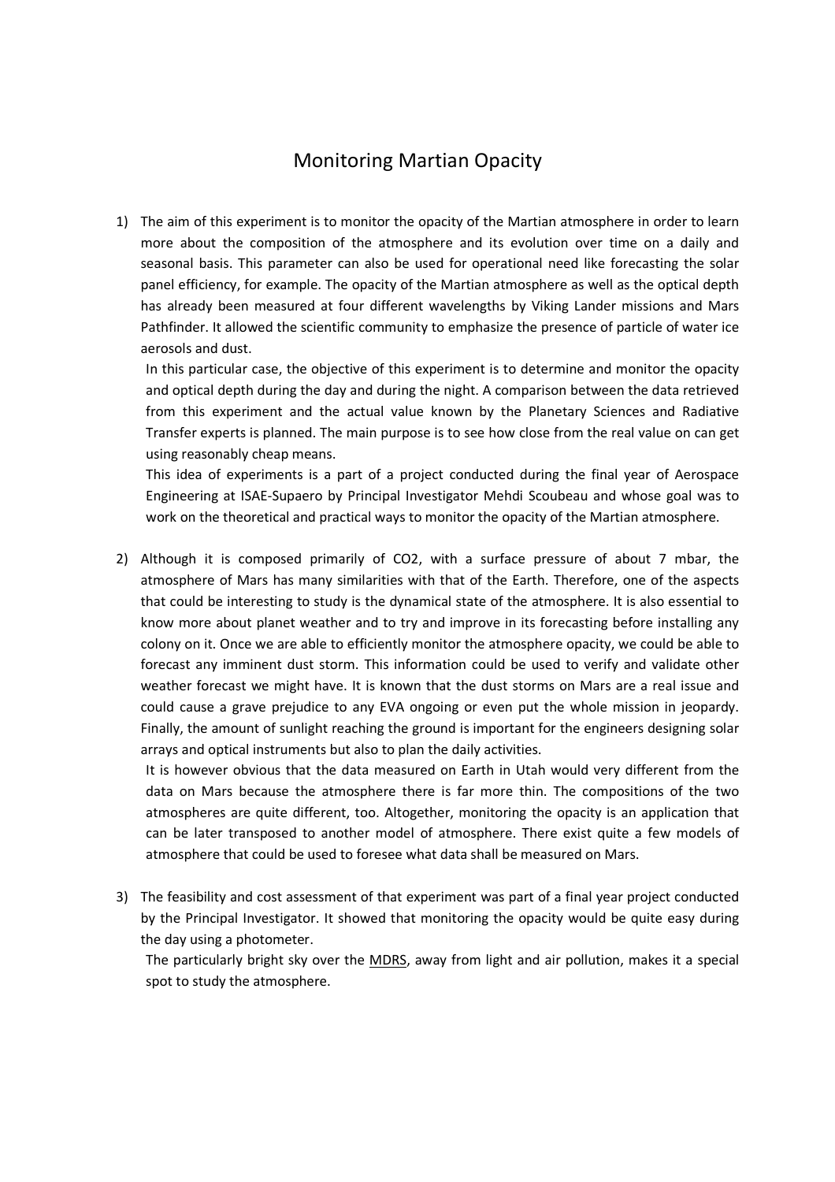# Monitoring Martian Opacity

1) The aim of this experiment is to monitor the opacity of the Martian atmosphere in order to learn more about the composition of the atmosphere and its evolution over time on a daily and seasonal basis. This parameter can also be used for operational need like forecasting the solar panel efficiency, for example. The opacity of the Martian atmosphere as well as the optical depth has already been measured at four different wavelengths by Viking Lander missions and Mars Pathfinder. It allowed the scientific community to emphasize the presence of particle of water ice aerosols and dust.

   In this particular case, the objective of this experiment is to determine and monitor the opacity and optical depth during the day and during the night. A comparison between the data retrieved from this experiment and the actual value known by the Planetary Sciences and Radiative Transfer experts is planned. The main purpose is to see how close from the real value on can get using reasonably cheap means.

   This idea of experiments is a part of a project conducted during the final year of Aerospace Engineering at ISAE-Supaero by Principal Investigator Mehdi Scoubeau and whose goal was to work on the theoretical and practical ways to monitor the opacity of the Martian atmosphere.

2) Although it is composed primarily of $CO_2$, with a surface pressure of about 7 mbar, the atmosphere of Mars has many similarities with that of the Earth. Therefore, one of the aspects that could be interesting to study is the dynamical state of the atmosphere. It is also essential to know more about planet weather and to try and improve in its forecasting before installing any colony on it. Once we are able to efficiently monitor the atmosphere opacity, we could be able to forecast any imminent dust storm. This information could be used to verify and validate other weather forecast we might have. It is known that the dust storms on Mars are a real issue and could cause a grave prejudice to any EVA ongoing or even put the whole mission in jeopardy. Finally, the amount of sunlight reaching the ground is important for the engineers designing solar arrays and optical instruments but also to plan the daily activities.

   It is however obvious that the data measured on Earth in Utah would very different from the data on Mars because the atmosphere there is far more thin. The compositions of the two atmospheres are quite different, too. Altogether, monitoring the opacity is an application that can be later transposed to another model of atmosphere. There exist quite a few models of atmosphere that could be used to foresee what data shall be measured on Mars.

3) The feasibility and cost assessment of that experiment was part of a final year project conducted by the Principal Investigator. It showed that monitoring the opacity would be quite easy during the day using a photometer.

   The particularly bright sky over the MDRS, away from light and air pollution, makes it a special spot to study the atmosphere.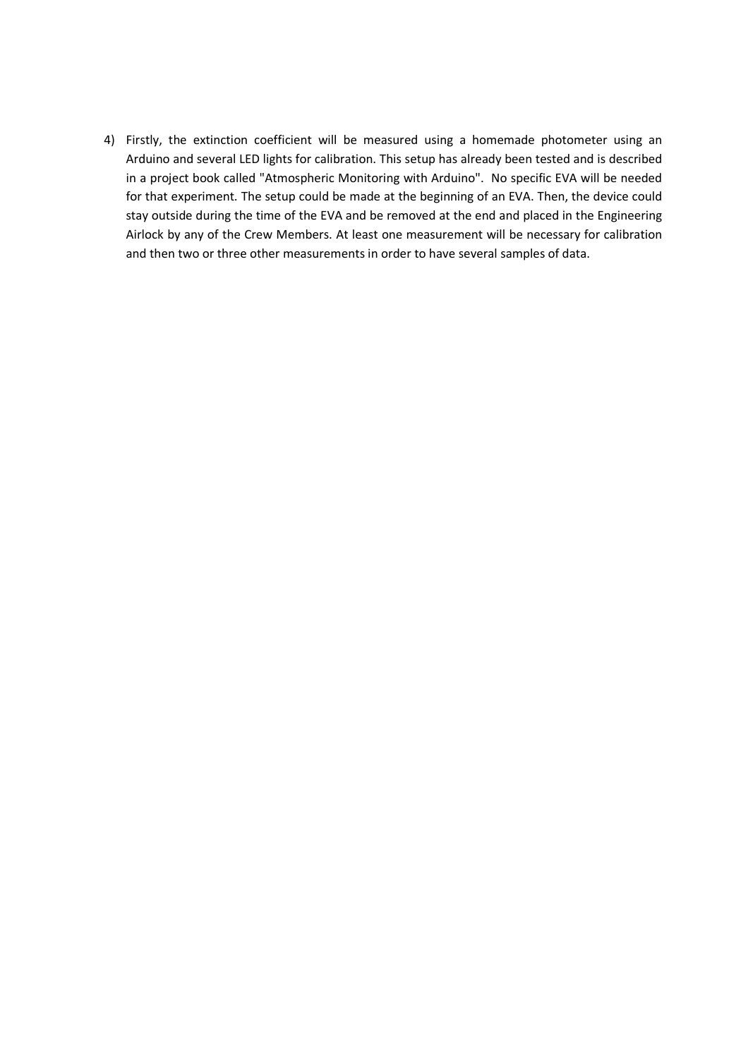4) Firstly, the extinction coefficient will be measured using a homemade photometer using an Arduino and several LED lights for calibration. This setup has already been tested and is described in a project book called "Atmospheric Monitoring with Arduino". No specific EVA will be needed for that experiment. The setup could be made at the beginning of an EVA. Then, the device could stay outside during the time of the EVA and be removed at the end and placed in the Engineering Airlock by any of the Crew Members. At least one measurement will be necessary for calibration and then two or three other measurements in order to have several samples of data.